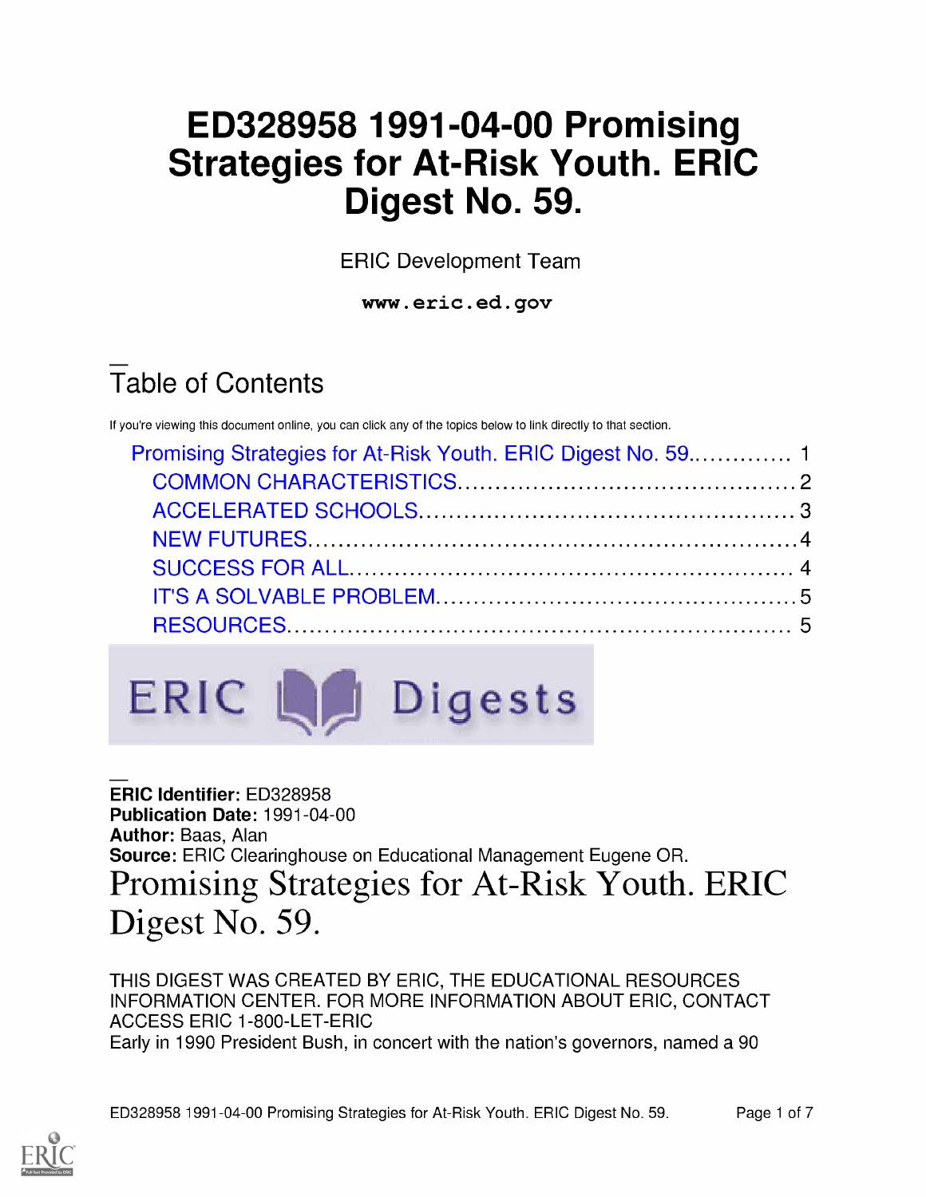# ED328958 1991-04-00 Promising Strategies for At-Risk Youth. ERIC Digest No. 59.

ERIC Development Team

**www.eric.ed.gov**

## Table of Contents

If you're viewing this document online, you can click any of the topics below to link directly to that section.

- Promising Strategies for At-Risk Youth. ERIC Digest No. 59.............. 1
  - COMMON CHARACTERISTICS............................................ 2
  - ACCELERATED SCHOOLS................................................. 3
  - NEW FUTURES................................................................. 4
  - SUCCESS FOR ALL........................................................... 4
  - IT'S A SOLVABLE PROBLEM............................................... 5
  - RESOURCES.................................................................... 5

**ERIC Identifier:** ED328958
**Publication Date:** 1991-04-00
**Author:** Baas, Alan
**Source:** ERIC Clearinghouse on Educational Management Eugene OR.

# Promising Strategies for At-Risk Youth. ERIC Digest No. 59.

THIS DIGEST WAS CREATED BY ERIC, THE EDUCATIONAL RESOURCES INFORMATION CENTER. FOR MORE INFORMATION ABOUT ERIC, CONTACT ACCESS ERIC 1-800-LET-ERIC

Early in 1990 President Bush, in concert with the nation's governors, named a 90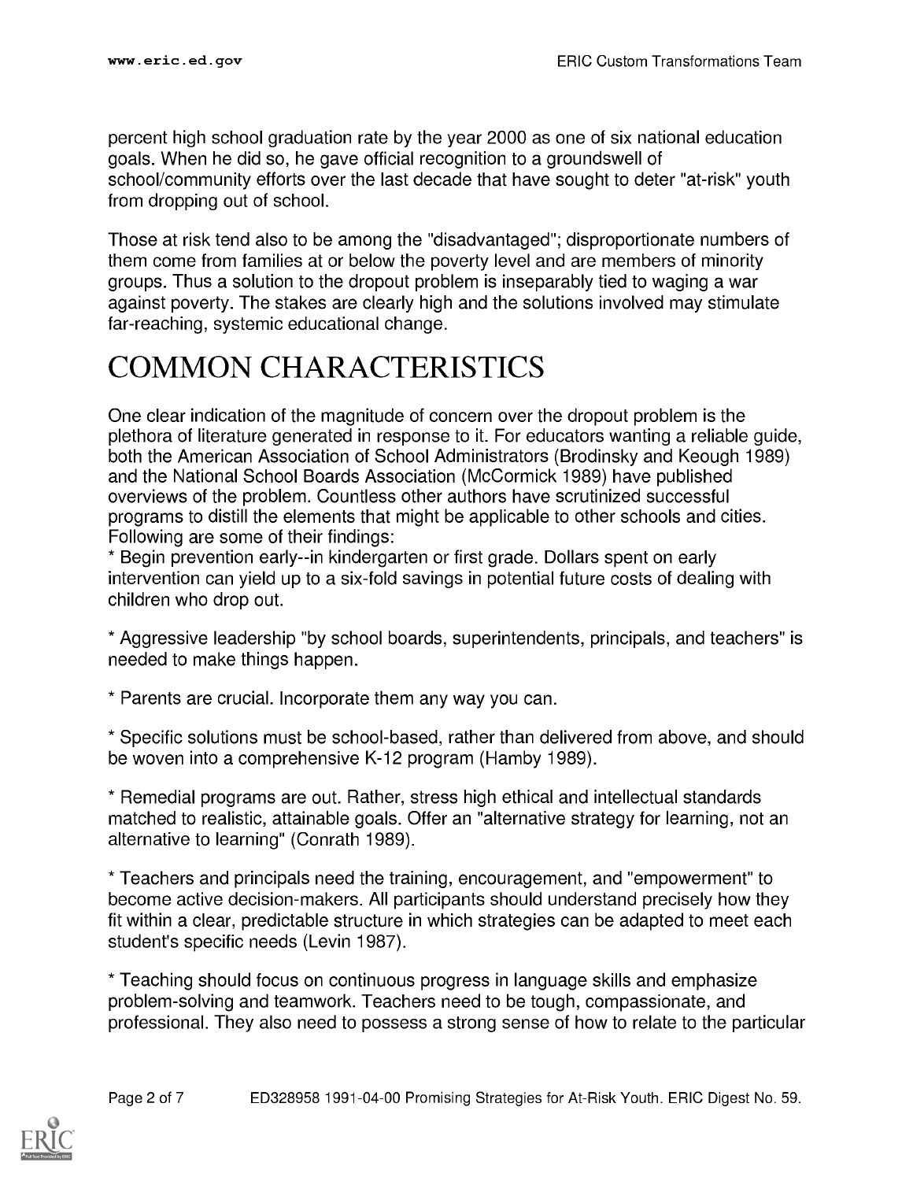percent high school graduation rate by the year 2000 as one of six national education goals. When he did so, he gave official recognition to a groundswell of school/community efforts over the last decade that have sought to deter "at-risk" youth from dropping out of school.

Those at risk tend also to be among the "disadvantaged"; disproportionate numbers of them come from families at or below the poverty level and are members of minority groups. Thus a solution to the dropout problem is inseparably tied to waging a war against poverty. The stakes are clearly high and the solutions involved may stimulate far-reaching, systemic educational change.

# COMMON CHARACTERISTICS

One clear indication of the magnitude of concern over the dropout problem is the plethora of literature generated in response to it. For educators wanting a reliable guide, both the American Association of School Administrators (Brodinsky and Keough 1989) and the National School Boards Association (McCormick 1989) have published overviews of the problem. Countless other authors have scrutinized successful programs to distill the elements that might be applicable to other schools and cities. Following are some of their findings:

* Begin prevention early--in kindergarten or first grade. Dollars spent on early intervention can yield up to a six-fold savings in potential future costs of dealing with children who drop out.

* Aggressive leadership "by school boards, superintendents, principals, and teachers" is needed to make things happen.

* Parents are crucial. Incorporate them any way you can.

* Specific solutions must be school-based, rather than delivered from above, and should be woven into a comprehensive K-12 program (Hamby 1989).

* Remedial programs are out. Rather, stress high ethical and intellectual standards matched to realistic, attainable goals. Offer an "alternative strategy for learning, not an alternative to learning" (Conrath 1989).

* Teachers and principals need the training, encouragement, and "empowerment" to become active decision-makers. All participants should understand precisely how they fit within a clear, predictable structure in which strategies can be adapted to meet each student's specific needs (Levin 1987).

* Teaching should focus on continuous progress in language skills and emphasize problem-solving and teamwork. Teachers need to be tough, compassionate, and professional. They also need to possess a strong sense of how to relate to the particular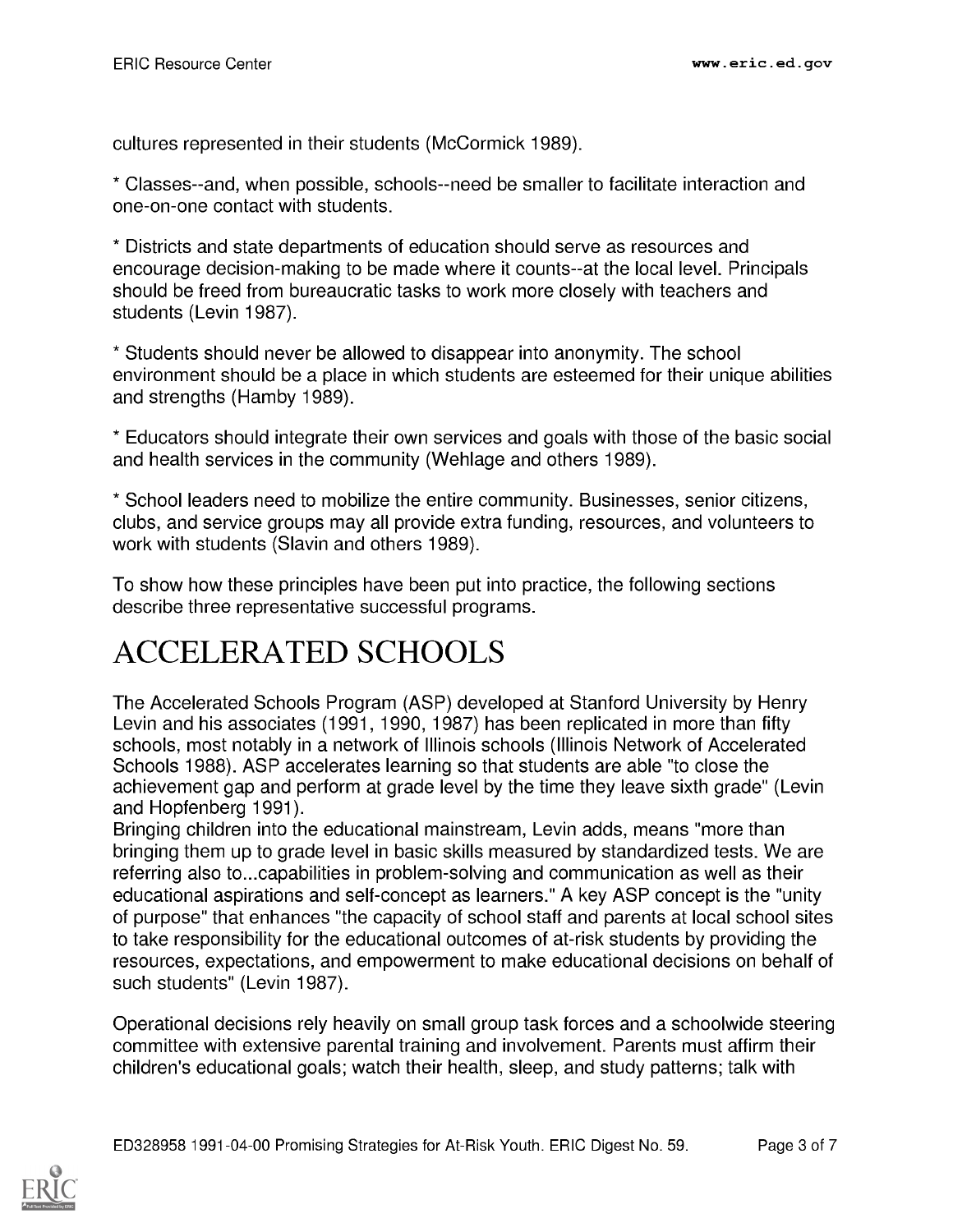cultures represented in their students (McCormick 1989).

* Classes--and, when possible, schools--need be smaller to facilitate interaction and one-on-one contact with students.

* Districts and state departments of education should serve as resources and encourage decision-making to be made where it counts--at the local level. Principals should be freed from bureaucratic tasks to work more closely with teachers and students (Levin 1987).

* Students should never be allowed to disappear into anonymity. The school environment should be a place in which students are esteemed for their unique abilities and strengths (Hamby 1989).

* Educators should integrate their own services and goals with those of the basic social and health services in the community (Wehlage and others 1989).

* School leaders need to mobilize the entire community. Businesses, senior citizens, clubs, and service groups may all provide extra funding, resources, and volunteers to work with students (Slavin and others 1989).

To show how these principles have been put into practice, the following sections describe three representative successful programs.

# ACCELERATED SCHOOLS

The Accelerated Schools Program (ASP) developed at Stanford University by Henry Levin and his associates (1991, 1990, 1987) has been replicated in more than fifty schools, most notably in a network of Illinois schools (Illinois Network of Accelerated Schools 1988). ASP accelerates learning so that students are able "to close the achievement gap and perform at grade level by the time they leave sixth grade" (Levin and Hopfenberg 1991).
Bringing children into the educational mainstream, Levin adds, means "more than bringing them up to grade level in basic skills measured by standardized tests. We are referring also to...capabilities in problem-solving and communication as well as their educational aspirations and self-concept as learners." A key ASP concept is the "unity of purpose" that enhances "the capacity of school staff and parents at local school sites to take responsibility for the educational outcomes of at-risk students by providing the resources, expectations, and empowerment to make educational decisions on behalf of such students" (Levin 1987).

Operational decisions rely heavily on small group task forces and a schoolwide steering committee with extensive parental training and involvement. Parents must affirm their children's educational goals; watch their health, sleep, and study patterns; talk with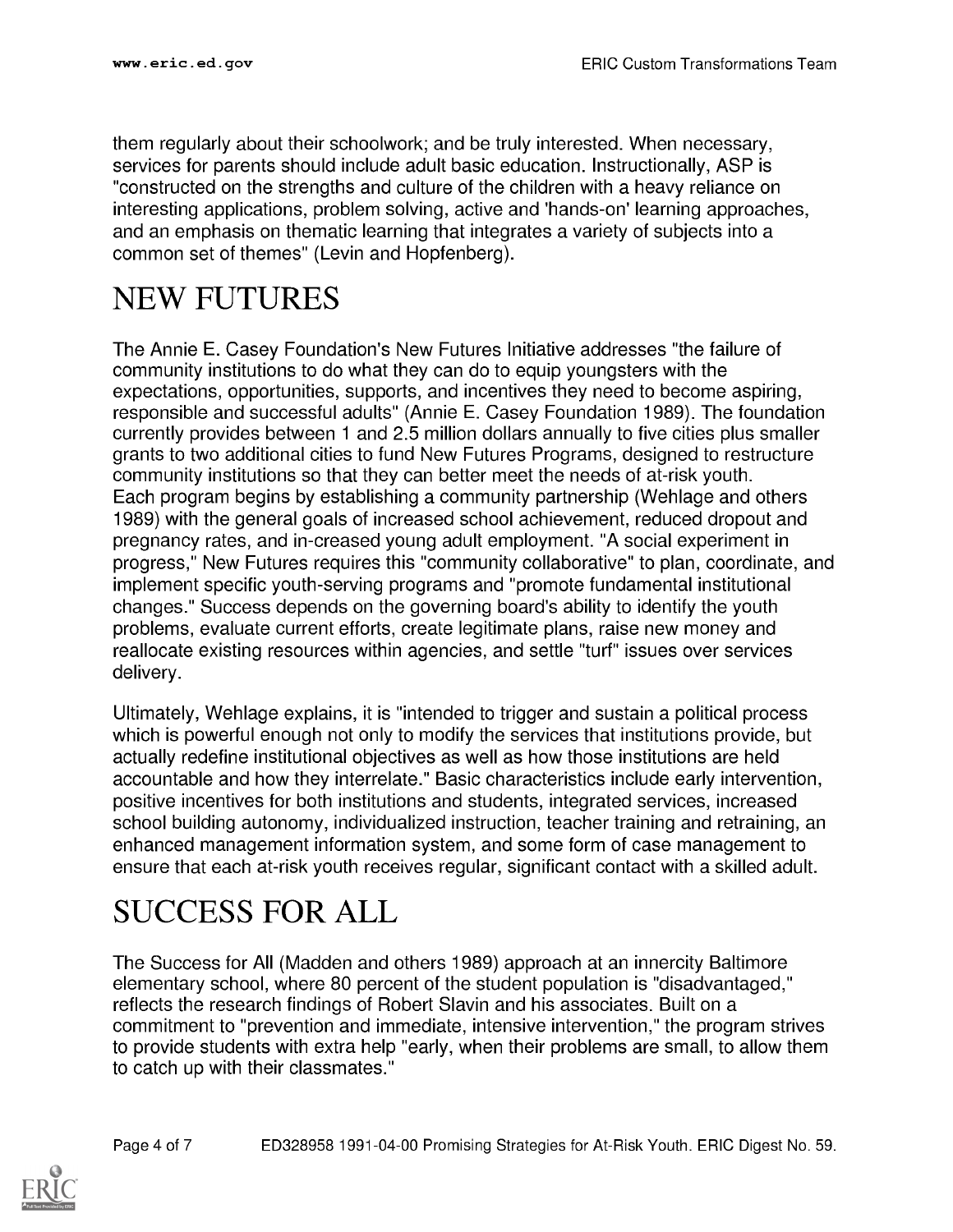them regularly about their schoolwork; and be truly interested. When necessary, services for parents should include adult basic education. Instructionally, ASP is "constructed on the strengths and culture of the children with a heavy reliance on interesting applications, problem solving, active and 'hands-on' learning approaches, and an emphasis on thematic learning that integrates a variety of subjects into a common set of themes" (Levin and Hopfenberg).

# NEW FUTURES

The Annie E. Casey Foundation's New Futures Initiative addresses "the failure of community institutions to do what they can do to equip youngsters with the expectations, opportunities, supports, and incentives they need to become aspiring, responsible and successful adults" (Annie E. Casey Foundation 1989). The foundation currently provides between 1 and 2.5 million dollars annually to five cities plus smaller grants to two additional cities to fund New Futures Programs, designed to restructure community institutions so that they can better meet the needs of at-risk youth. Each program begins by establishing a community partnership (Wehlage and others 1989) with the general goals of increased school achievement, reduced dropout and pregnancy rates, and in-creased young adult employment. "A social experiment in progress," New Futures requires this "community collaborative" to plan, coordinate, and implement specific youth-serving programs and "promote fundamental institutional changes." Success depends on the governing board's ability to identify the youth problems, evaluate current efforts, create legitimate plans, raise new money and reallocate existing resources within agencies, and settle "turf" issues over services delivery.

Ultimately, Wehlage explains, it is "intended to trigger and sustain a political process which is powerful enough not only to modify the services that institutions provide, but actually redefine institutional objectives as well as how those institutions are held accountable and how they interrelate." Basic characteristics include early intervention, positive incentives for both institutions and students, integrated services, increased school building autonomy, individualized instruction, teacher training and retraining, an enhanced management information system, and some form of case management to ensure that each at-risk youth receives regular, significant contact with a skilled adult.

# SUCCESS FOR ALL

The Success for All (Madden and others 1989) approach at an innercity Baltimore elementary school, where 80 percent of the student population is "disadvantaged," reflects the research findings of Robert Slavin and his associates. Built on a commitment to "prevention and immediate, intensive intervention," the program strives to provide students with extra help "early, when their problems are small, to allow them to catch up with their classmates."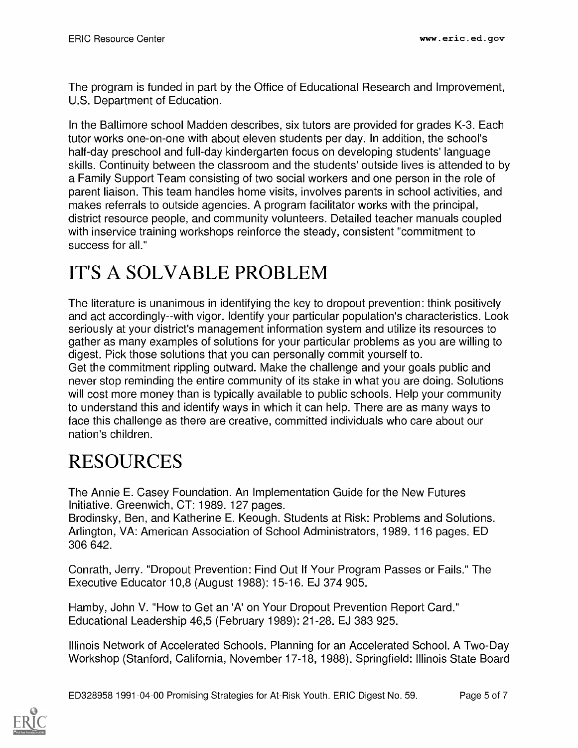The program is funded in part by the Office of Educational Research and Improvement, U.S. Department of Education.

In the Baltimore school Madden describes, six tutors are provided for grades K-3. Each tutor works one-on-one with about eleven students per day. In addition, the school's half-day preschool and full-day kindergarten focus on developing students' language skills. Continuity between the classroom and the students' outside lives is attended to by a Family Support Team consisting of two social workers and one person in the role of parent liaison. This team handles home visits, involves parents in school activities, and makes referrals to outside agencies. A program facilitator works with the principal, district resource people, and community volunteers. Detailed teacher manuals coupled with inservice training workshops reinforce the steady, consistent "commitment to success for all."

# IT'S A SOLVABLE PROBLEM

The literature is unanimous in identifying the key to dropout prevention: think positively and act accordingly--with vigor. Identify your particular population's characteristics. Look seriously at your district's management information system and utilize its resources to gather as many examples of solutions for your particular problems as you are willing to digest. Pick those solutions that you can personally commit yourself to.
Get the commitment rippling outward. Make the challenge and your goals public and never stop reminding the entire community of its stake in what you are doing. Solutions will cost more money than is typically available to public schools. Help your community to understand this and identify ways in which it can help. There are as many ways to face this challenge as there are creative, committed individuals who care about our nation's children.

# RESOURCES

The Annie E. Casey Foundation. An Implementation Guide for the New Futures Initiative. Greenwich, CT: 1989. 127 pages.
Brodinsky, Ben, and Katherine E. Keough. Students at Risk: Problems and Solutions. Arlington, VA: American Association of School Administrators, 1989. 116 pages. ED 306 642.

Conrath, Jerry. "Dropout Prevention: Find Out If Your Program Passes or Fails." The Executive Educator 10,8 (August 1988): 15-16. EJ 374 905.

Hamby, John V. "How to Get an 'A' on Your Dropout Prevention Report Card." Educational Leadership 46,5 (February 1989): 21-28. EJ 383 925.

Illinois Network of Accelerated Schools. Planning for an Accelerated School. A Two-Day Workshop (Stanford, California, November 17-18, 1988). Springfield: Illinois State Board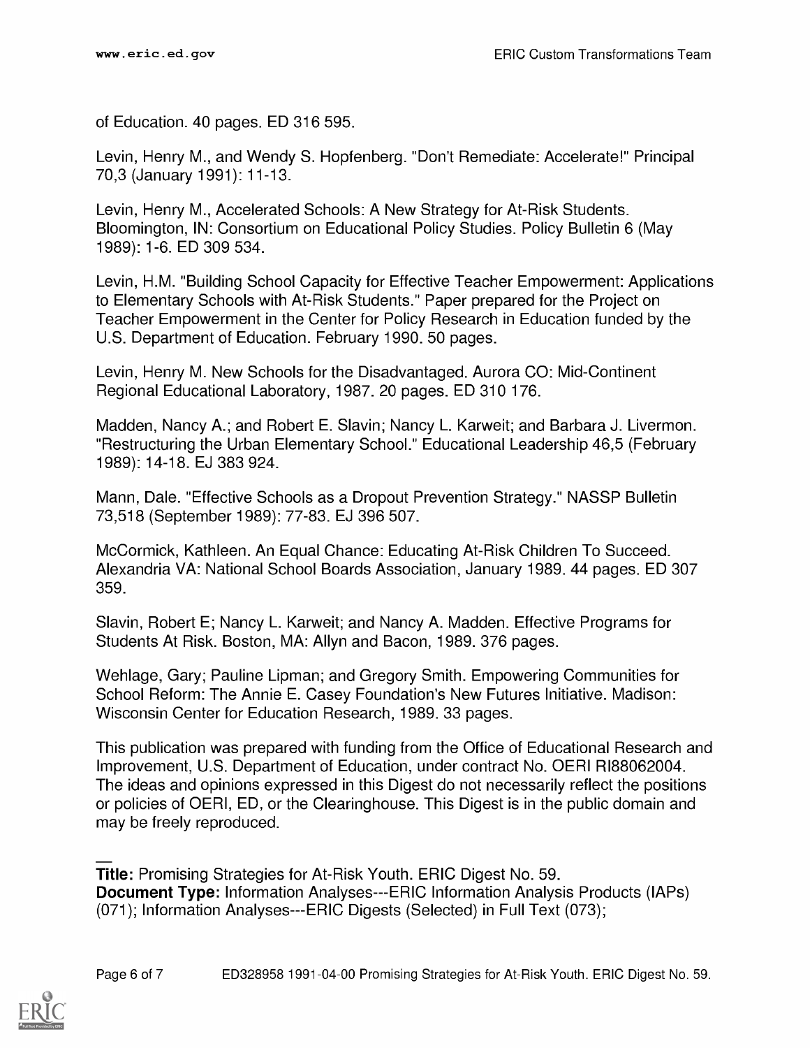of Education. 40 pages. ED 316 595.

Levin, Henry M., and Wendy S. Hopfenberg. "Don't Remediate: Accelerate!" Principal 70,3 (January 1991): 11-13.

Levin, Henry M., Accelerated Schools: A New Strategy for At-Risk Students. Bloomington, IN: Consortium on Educational Policy Studies. Policy Bulletin 6 (May 1989): 1-6. ED 309 534.

Levin, H.M. "Building School Capacity for Effective Teacher Empowerment: Applications to Elementary Schools with At-Risk Students." Paper prepared for the Project on Teacher Empowerment in the Center for Policy Research in Education funded by the U.S. Department of Education. February 1990. 50 pages.

Levin, Henry M. New Schools for the Disadvantaged. Aurora CO: Mid-Continent Regional Educational Laboratory, 1987. 20 pages. ED 310 176.

Madden, Nancy A.; and Robert E. Slavin; Nancy L. Karweit; and Barbara J. Livermon. "Restructuring the Urban Elementary School." Educational Leadership 46,5 (February 1989): 14-18. EJ 383 924.

Mann, Dale. "Effective Schools as a Dropout Prevention Strategy." NASSP Bulletin 73,518 (September 1989): 77-83. EJ 396 507.

McCormick, Kathleen. An Equal Chance: Educating At-Risk Children To Succeed. Alexandria VA: National School Boards Association, January 1989. 44 pages. ED 307 359.

Slavin, Robert E; Nancy L. Karweit; and Nancy A. Madden. Effective Programs for Students At Risk. Boston, MA: Allyn and Bacon, 1989. 376 pages.

Wehlage, Gary; Pauline Lipman; and Gregory Smith. Empowering Communities for School Reform: The Annie E. Casey Foundation's New Futures Initiative. Madison: Wisconsin Center for Education Research, 1989. 33 pages.

This publication was prepared with funding from the Office of Educational Research and Improvement, U.S. Department of Education, under contract No. OERI RI88062004. The ideas and opinions expressed in this Digest do not necessarily reflect the positions or policies of OERI, ED, or the Clearinghouse. This Digest is in the public domain and may be freely reproduced.

---

**Title:** Promising Strategies for At-Risk Youth. ERIC Digest No. 59.
**Document Type:** Information Analyses---ERIC Information Analysis Products (IAPs) (071); Information Analyses---ERIC Digests (Selected) in Full Text (073);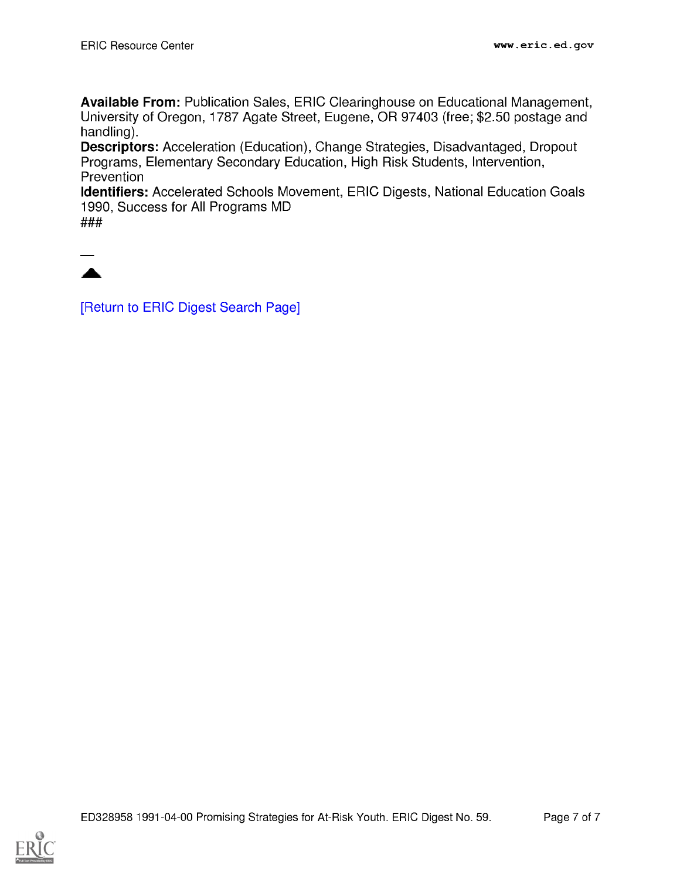**Available From:** Publication Sales, ERIC Clearinghouse on Educational Management, University of Oregon, 1787 Agate Street, Eugene, OR 97403 (free; $2.50 postage and handling).
**Descriptors:** Acceleration (Education), Change Strategies, Disadvantaged, Dropout Programs, Elementary Secondary Education, High Risk Students, Intervention, Prevention
**Identifiers:** Accelerated Schools Movement, ERIC Digests, National Education Goals 1990, Success for All Programs MD
###

[Return to ERIC Digest Search Page]